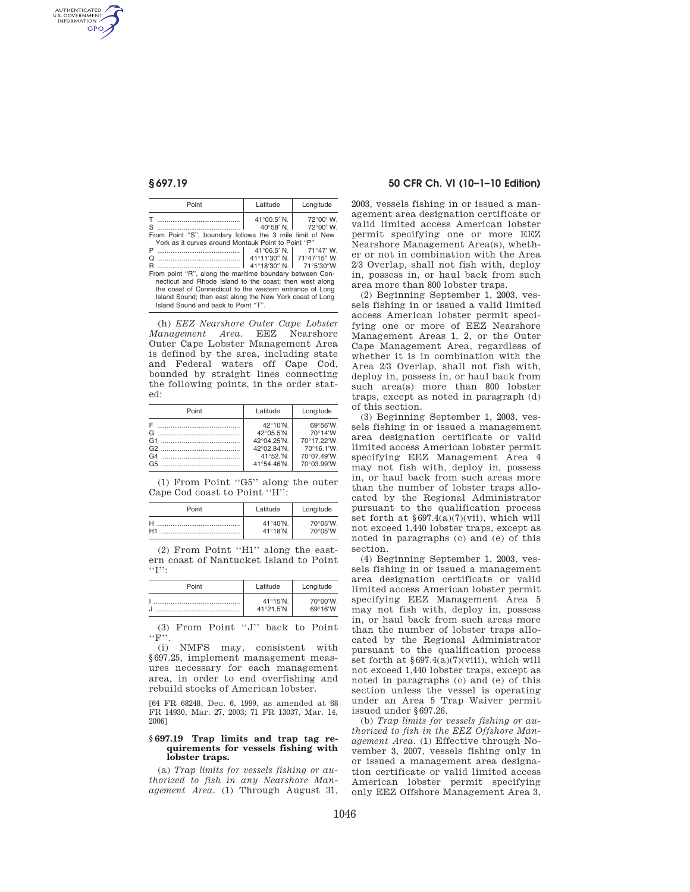| Point | Latitude | Longitude |
| --- | --- | --- |
| T | 41°00.5′ N. | 72°00′ W. |
| S | 40°58′ N. | 72°00′ W. |
| From Point "S", boundary follows the 3 mile limit of New York as it curves around Montauk Point to Point "P" | | |
| P | 41°06.5′ N. | 71°47′ W. |
| Q | 41°11′30″ N. | 71°47′15″ W. |
| R | 41°18′30″ N. | 71°5′30″W. |
| From point "R", along the maritime boundary between Connecticut and Rhode Island to the coast; then west along the coast of Connecticut to the western entrance of Long Island Sound; then east along the New York coast of Long Island Sound and back to Point "T". | | |

(h) *EEZ Nearshore Outer Cape Lobster Management Area.* EEZ Nearshore Outer Cape Lobster Management Area is defined by the area, including state and Federal waters off Cape Cod, bounded by straight lines connecting the following points, in the order stated:

| Point | Latitude | Longitude |
| --- | --- | --- |
| F | 42°10′N. | 69°56′W. |
| G | 42°05.5′N. | 70°14′W. |
| G1 | 42°04.25′N. | 70°17.22′W. |
| G2 | 42°02.84′N. | 70°16.1′W. |
| G4 | 41°52.′N. | 70°07.49′W. |
| G5 | 41°54.46′N. | 70°03.99′W. |

(1) From Point "G5" along the outer Cape Cod coast to Point "H":

| Point | Latitude | Longitude |
| --- | --- | --- |
| H | 41°40′N. | 70°05′W. |
| H1 | 41°18′N. | 70°05′W. |

(2) From Point "H1" along the eastern coast of Nantucket Island to Point "I":

| Point | Latitude | Longitude |
| --- | --- | --- |
| I | 41°15′N. | 70°00′W. |
| J | 41°21.5′N. | 69°16′W. |

(3) From Point "J" back to Point "F".

(i) NMFS may, consistent with §697.25, implement management measures necessary for each management area, in order to end overfishing and rebuild stocks of American lobster.

[64 FR 68248, Dec. 6, 1999, as amended at 68 FR 14930, Mar. 27, 2003; 71 FR 13037, Mar. 14, 2006]

### §697.19 Trap limits and trap tag requirements for vessels fishing with lobster traps.

(a) *Trap limits for vessels fishing or authorized to fish in any Nearshore Management Area.* (1) Through August 31, 2003, vessels fishing in or issued a management area designation certificate or valid limited access American lobster permit specifying one or more EEZ Nearshore Management Area(s), whether or not in combination with the Area 2/3 Overlap, shall not fish with, deploy in, possess in, or haul back from such area more than 800 lobster traps.

(2) Beginning September 1, 2003, vessels fishing in or issued a valid limited access American lobster permit specifying one or more of EEZ Nearshore Management Areas 1, 2, or the Outer Cape Management Area, regardless of whether it is in combination with the Area 2/3 Overlap, shall not fish with, deploy in, possess in, or haul back from such area(s) more than 800 lobster traps, except as noted in paragraph (d) of this section.

(3) Beginning September 1, 2003, vessels fishing in or issued a management area designation certificate or valid limited access American lobster permit specifying EEZ Management Area 4 may not fish with, deploy in, possess in, or haul back from such areas more than the number of lobster traps allocated by the Regional Administrator pursuant to the qualification process set forth at §697.4(a)(7)(vii), which will not exceed 1,440 lobster traps, except as noted in paragraphs (c) and (e) of this section.

(4) Beginning September 1, 2003, vessels fishing in or issued a management area designation certificate or valid limited access American lobster permit specifying EEZ Management Area 5 may not fish with, deploy in, possess in, or haul back from such areas more than the number of lobster traps allocated by the Regional Administrator pursuant to the qualification process set forth at §697.4(a)(7)(viii), which will not exceed 1,440 lobster traps, except as noted in paragraphs (c) and (e) of this section unless the vessel is operating under an Area 5 Trap Waiver permit issued under §697.26.

(b) *Trap limits for vessels fishing or authorized to fish in the EEZ Offshore Management Area.* (1) Effective through November 3, 2007, vessels fishing only in or issued a management area designation certificate or valid limited access American lobster permit specifying only EEZ Offshore Management Area 3,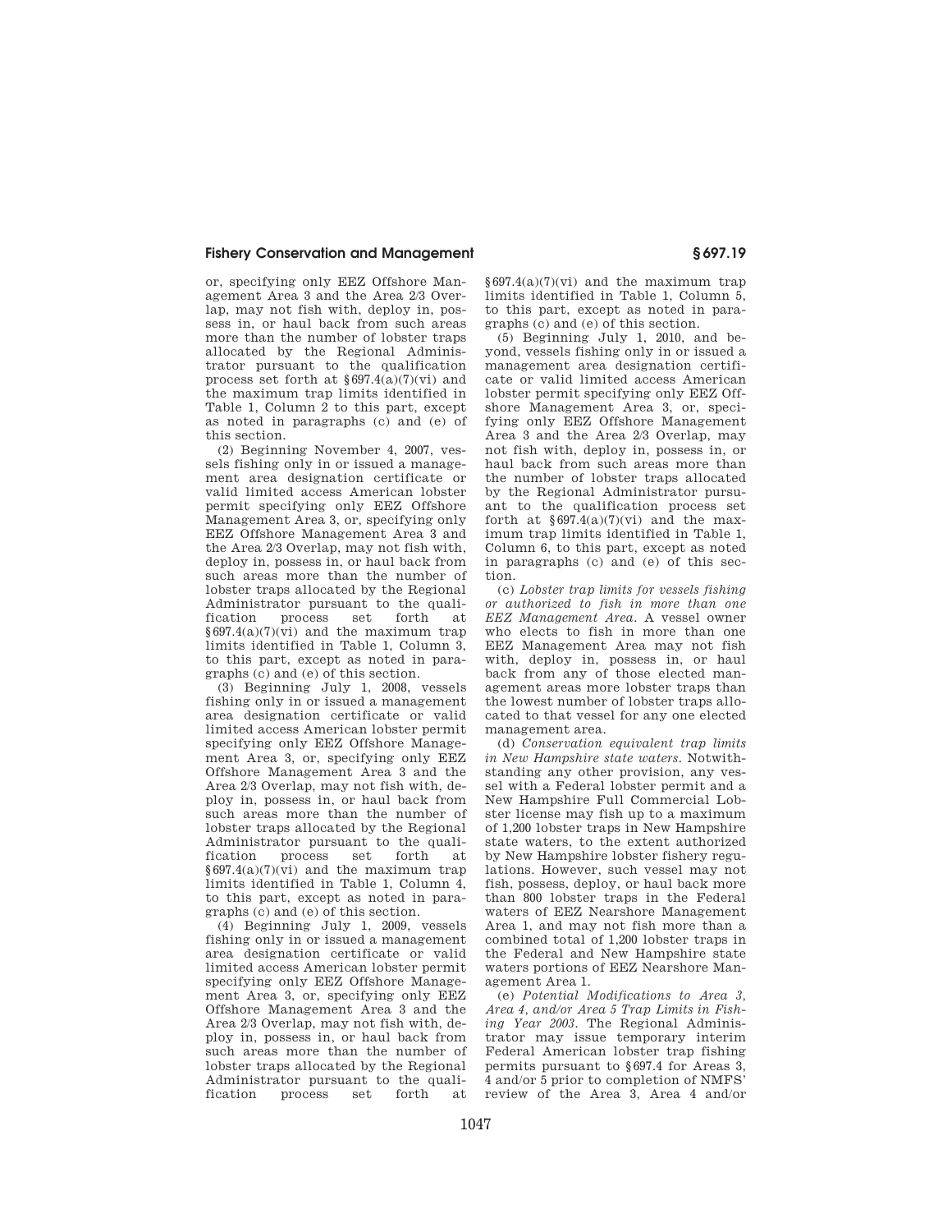or, specifying only EEZ Offshore Management Area 3 and the Area 2/3 Overlap, may not fish with, deploy in, possess in, or haul back from such areas more than the number of lobster traps allocated by the Regional Administrator pursuant to the qualification process set forth at §697.4(a)(7)(vi) and the maximum trap limits identified in Table 1, Column 2 to this part, except as noted in paragraphs (c) and (e) of this section.

(2) Beginning November 4, 2007, vessels fishing only in or issued a management area designation certificate or valid limited access American lobster permit specifying only EEZ Offshore Management Area 3, or, specifying only EEZ Offshore Management Area 3 and the Area 2/3 Overlap, may not fish with, deploy in, possess in, or haul back from such areas more than the number of lobster traps allocated by the Regional Administrator pursuant to the qualification process set forth at §697.4(a)(7)(vi) and the maximum trap limits identified in Table 1, Column 3, to this part, except as noted in paragraphs (c) and (e) of this section.

(3) Beginning July 1, 2008, vessels fishing only in or issued a management area designation certificate or valid limited access American lobster permit specifying only EEZ Offshore Management Area 3, or, specifying only EEZ Offshore Management Area 3 and the Area 2/3 Overlap, may not fish with, deploy in, possess in, or haul back from such areas more than the number of lobster traps allocated by the Regional Administrator pursuant to the qualification process set forth at §697.4(a)(7)(vi) and the maximum trap limits identified in Table 1, Column 4, to this part, except as noted in paragraphs (c) and (e) of this section.

(4) Beginning July 1, 2009, vessels fishing only in or issued a management area designation certificate or valid limited access American lobster permit specifying only EEZ Offshore Management Area 3, or, specifying only EEZ Offshore Management Area 3 and the Area 2/3 Overlap, may not fish with, deploy in, possess in, or haul back from such areas more than the number of lobster traps allocated by the Regional Administrator pursuant to the qualification process set forth at §697.4(a)(7)(vi) and the maximum trap limits identified in Table 1, Column 5, to this part, except as noted in paragraphs (c) and (e) of this section.

(5) Beginning July 1, 2010, and beyond, vessels fishing only in or issued a management area designation certificate or valid limited access American lobster permit specifying only EEZ Offshore Management Area 3, or, specifying only EEZ Offshore Management Area 3 and the Area 2/3 Overlap, may not fish with, deploy in, possess in, or haul back from such areas more than the number of lobster traps allocated by the Regional Administrator pursuant to the qualification process set forth at §697.4(a)(7)(vi) and the maximum trap limits identified in Table 1, Column 6, to this part, except as noted in paragraphs (c) and (e) of this section.

(c) *Lobster trap limits for vessels fishing or authorized to fish in more than one EEZ Management Area.* A vessel owner who elects to fish in more than one EEZ Management Area may not fish with, deploy in, possess in, or haul back from any of those elected management areas more lobster traps than the lowest number of lobster traps allocated to that vessel for any one elected management area.

(d) *Conservation equivalent trap limits in New Hampshire state waters.* Notwithstanding any other provision, any vessel with a Federal lobster permit and a New Hampshire Full Commercial Lobster license may fish up to a maximum of 1,200 lobster traps in New Hampshire state waters, to the extent authorized by New Hampshire lobster fishery regulations. However, such vessel may not fish, possess, deploy, or haul back more than 800 lobster traps in the Federal waters of EEZ Nearshore Management Area 1, and may not fish more than a combined total of 1,200 lobster traps in the Federal and New Hampshire state waters portions of EEZ Nearshore Management Area 1.

(e) *Potential Modifications to Area 3, Area 4, and/or Area 5 Trap Limits in Fishing Year 2003.* The Regional Administrator may issue temporary interim Federal American lobster trap fishing permits pursuant to §697.4 for Areas 3, 4 and/or 5 prior to completion of NMFS' review of the Area 3, Area 4 and/or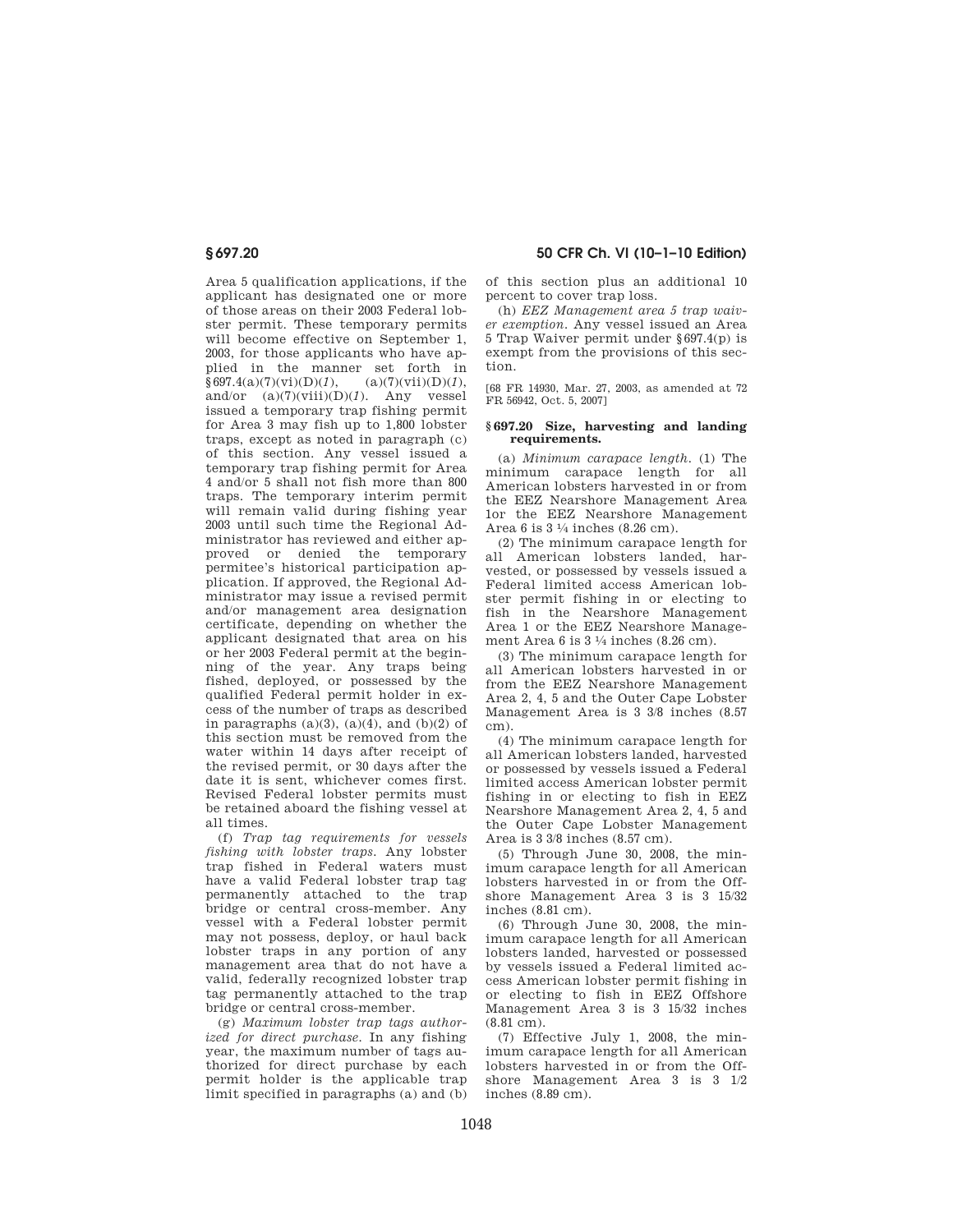Area 5 qualification applications, if the applicant has designated one or more of those areas on their 2003 Federal lobster permit. These temporary permits will become effective on September 1, 2003, for those applicants who have applied in the manner set forth in §697.4(a)(7)(vi)(D)(*1*), (a)(7)(vii)(D)(*1*), and/or (a)(7)(viii)(D)(*1*). Any vessel issued a temporary trap fishing permit for Area 3 may fish up to 1,800 lobster traps, except as noted in paragraph (c) of this section. Any vessel issued a temporary trap fishing permit for Area 4 and/or 5 shall not fish more than 800 traps. The temporary interim permit will remain valid during fishing year 2003 until such time the Regional Administrator has reviewed and either approved or denied the temporary permitee's historical participation application. If approved, the Regional Administrator may issue a revised permit and/or management area designation certificate, depending on whether the applicant designated that area on his or her 2003 Federal permit at the beginning of the year. Any traps being fished, deployed, or possessed by the qualified Federal permit holder in excess of the number of traps as described in paragraphs (a)(3), (a)(4), and (b)(2) of this section must be removed from the water within 14 days after receipt of the revised permit, or 30 days after the date it is sent, whichever comes first. Revised Federal lobster permits must be retained aboard the fishing vessel at all times.

(f) *Trap tag requirements for vessels fishing with lobster traps.* Any lobster trap fished in Federal waters must have a valid Federal lobster trap tag permanently attached to the trap bridge or central cross-member. Any vessel with a Federal lobster permit may not possess, deploy, or haul back lobster traps in any portion of any management area that do not have a valid, federally recognized lobster trap tag permanently attached to the trap bridge or central cross-member.

(g) *Maximum lobster trap tags authorized for direct purchase.* In any fishing year, the maximum number of tags authorized for direct purchase by each permit holder is the applicable trap limit specified in paragraphs (a) and (b) of this section plus an additional 10 percent to cover trap loss.

(h) *EEZ Management area 5 trap waiver exemption.* Any vessel issued an Area 5 Trap Waiver permit under §697.4(p) is exempt from the provisions of this section.

[68 FR 14930, Mar. 27, 2003, as amended at 72 FR 56942, Oct. 5, 2007]

## §697.20 Size, harvesting and landing requirements.

(a) *Minimum carapace length.* (1) The minimum carapace length for all American lobsters harvested in or from the EEZ Nearshore Management Area 1or the EEZ Nearshore Management Area 6 is 3 ¼ inches (8.26 cm).

(2) The minimum carapace length for all American lobsters landed, harvested, or possessed by vessels issued a Federal limited access American lobster permit fishing in or electing to fish in the Nearshore Management Area 1 or the EEZ Nearshore Management Area 6 is 3 ¼ inches (8.26 cm).

(3) The minimum carapace length for all American lobsters harvested in or from the EEZ Nearshore Management Area 2, 4, 5 and the Outer Cape Lobster Management Area is 3 3/8 inches (8.57 cm).

(4) The minimum carapace length for all American lobsters landed, harvested or possessed by vessels issued a Federal limited access American lobster permit fishing in or electing to fish in EEZ Nearshore Management Area 2, 4, 5 and the Outer Cape Lobster Management Area is 3 3/8 inches (8.57 cm).

(5) Through June 30, 2008, the minimum carapace length for all American lobsters harvested in or from the Offshore Management Area 3 is 3 15/32 inches (8.81 cm).

(6) Through June 30, 2008, the minimum carapace length for all American lobsters landed, harvested or possessed by vessels issued a Federal limited access American lobster permit fishing in or electing to fish in EEZ Offshore Management Area 3 is 3 15/32 inches (8.81 cm).

(7) Effective July 1, 2008, the minimum carapace length for all American lobsters harvested in or from the Offshore Management Area 3 is 3 1/2 inches (8.89 cm).